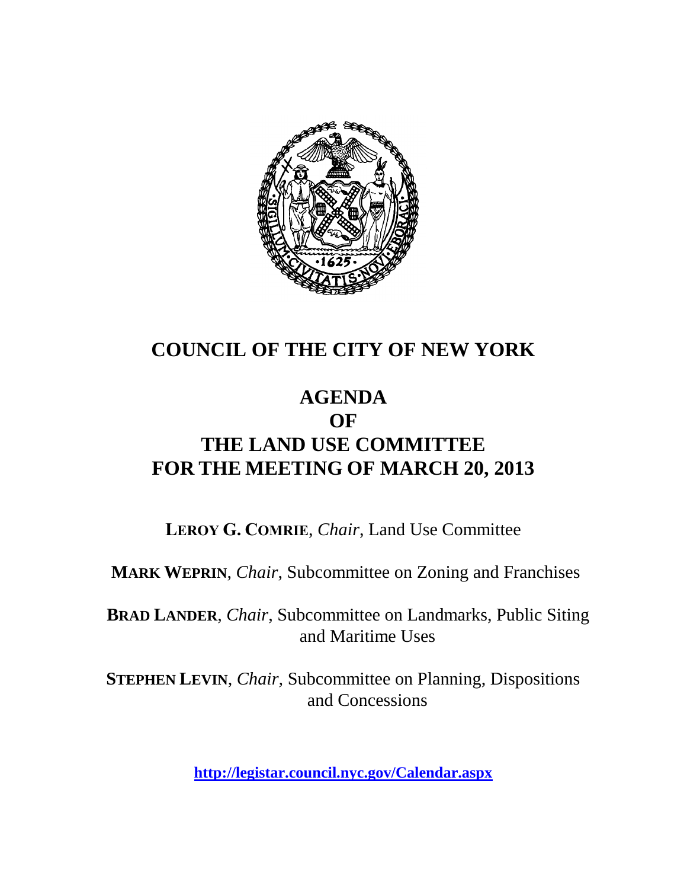# COUNCIL OF THE CITY OF NEW YORK

## AGENDA
## OF
## THE LAND USE COMMITTEE
## FOR THE MEETING OF MARCH 20, 2013

**LEROY G. COMRIE**, *Chair*, Land Use Committee

**MARK WEPRIN**, *Chair*, Subcommittee on Zoning and Franchises

**BRAD LANDER**, *Chair*, Subcommittee on Landmarks, Public Siting and Maritime Uses

**STEPHEN LEVIN**, *Chair*, Subcommittee on Planning, Dispositions and Concessions

**http://legistar.council.nyc.gov/Calendar.aspx**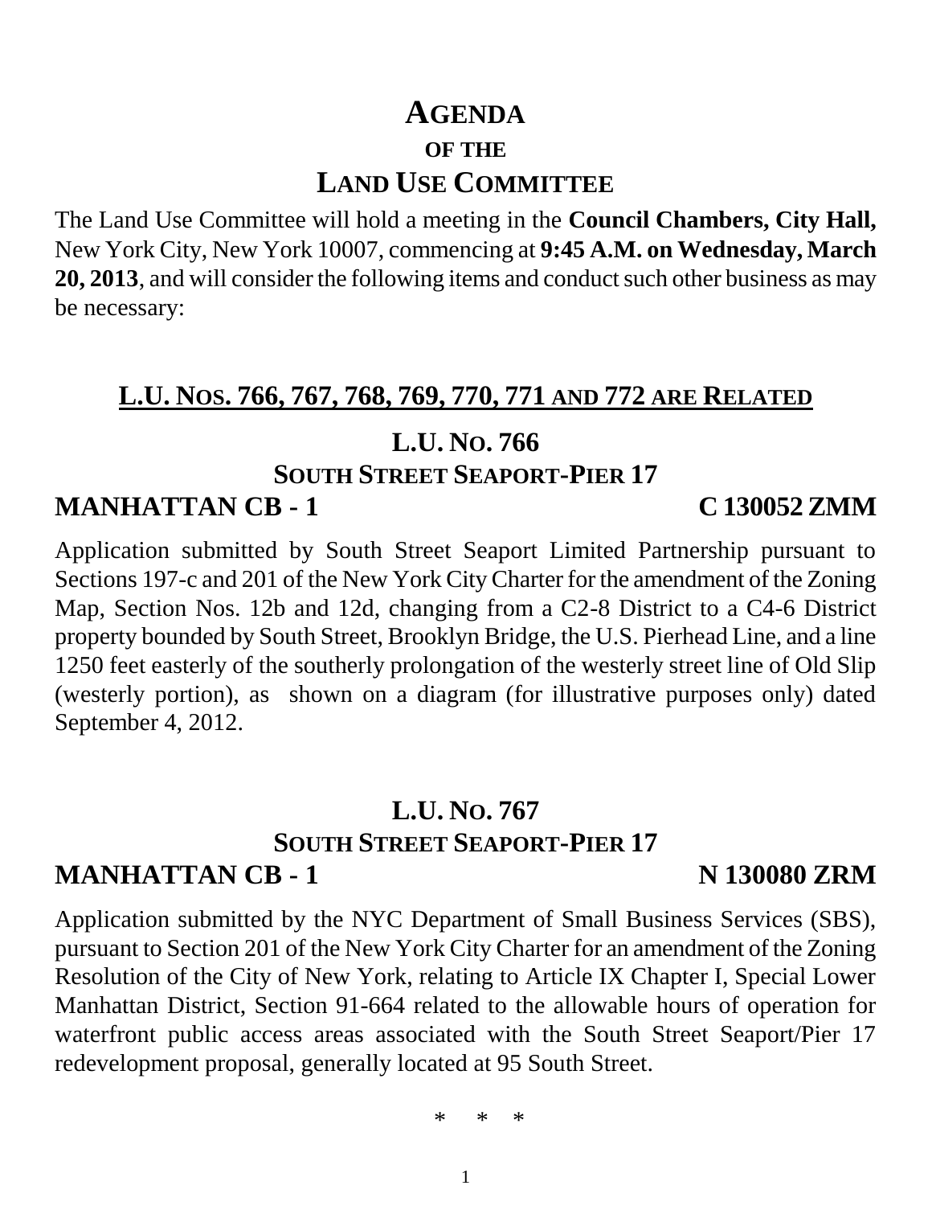# AGENDA

## OF THE

# LAND USE COMMITTEE

The Land Use Committee will hold a meeting in the **Council Chambers, City Hall,** New York City, New York 10007, commencing at **9:45 A.M. on Wednesday, March 20, 2013**, and will consider the following items and conduct such other business as may be necessary:

## L.U. NOS. 766, 767, 768, 769, 770, 771 AND 772 ARE RELATED

## L.U. NO. 766

### SOUTH STREET SEAPORT-PIER 17

**MANHATTAN CB - 1** **C 130052 ZMM**

Application submitted by South Street Seaport Limited Partnership pursuant to Sections 197-c and 201 of the New York City Charter for the amendment of the Zoning Map, Section Nos. 12b and 12d, changing from a C2-8 District to a C4-6 District property bounded by South Street, Brooklyn Bridge, the U.S. Pierhead Line, and a line 1250 feet easterly of the southerly prolongation of the westerly street line of Old Slip (westerly portion), as shown on a diagram (for illustrative purposes only) dated September 4, 2012.

## L.U. NO. 767

### SOUTH STREET SEAPORT-PIER 17

**MANHATTAN CB - 1** **N 130080 ZRM**

Application submitted by the NYC Department of Small Business Services (SBS), pursuant to Section 201 of the New York City Charter for an amendment of the Zoning Resolution of the City of New York, relating to Article IX Chapter I, Special Lower Manhattan District, Section 91-664 related to the allowable hours of operation for waterfront public access areas associated with the South Street Seaport/Pier 17 redevelopment proposal, generally located at 95 South Street.

\* \* \*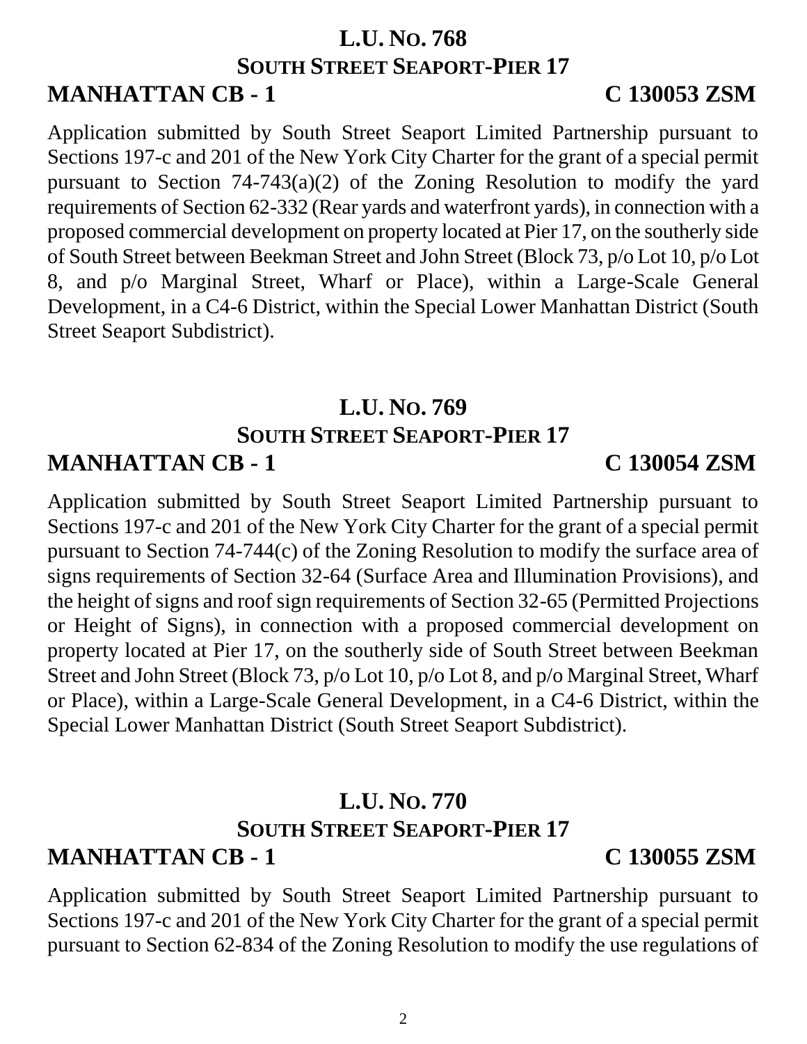## L.U. No. 768
## South Street Seaport-Pier 17

**MANHATTAN CB - 1** **C 130053 ZSM**

Application submitted by South Street Seaport Limited Partnership pursuant to Sections 197-c and 201 of the New York City Charter for the grant of a special permit pursuant to Section 74-743(a)(2) of the Zoning Resolution to modify the yard requirements of Section 62-332 (Rear yards and waterfront yards), in connection with a proposed commercial development on property located at Pier 17, on the southerly side of South Street between Beekman Street and John Street (Block 73, p/o Lot 10, p/o Lot 8, and p/o Marginal Street, Wharf or Place), within a Large-Scale General Development, in a C4-6 District, within the Special Lower Manhattan District (South Street Seaport Subdistrict).

## L.U. No. 769
## South Street Seaport-Pier 17

**MANHATTAN CB - 1** **C 130054 ZSM**

Application submitted by South Street Seaport Limited Partnership pursuant to Sections 197-c and 201 of the New York City Charter for the grant of a special permit pursuant to Section 74-744(c) of the Zoning Resolution to modify the surface area of signs requirements of Section 32-64 (Surface Area and Illumination Provisions), and the height of signs and roof sign requirements of Section 32-65 (Permitted Projections or Height of Signs), in connection with a proposed commercial development on property located at Pier 17, on the southerly side of South Street between Beekman Street and John Street (Block 73, p/o Lot 10, p/o Lot 8, and p/o Marginal Street, Wharf or Place), within a Large-Scale General Development, in a C4-6 District, within the Special Lower Manhattan District (South Street Seaport Subdistrict).

## L.U. No. 770
## South Street Seaport-Pier 17

**MANHATTAN CB - 1** **C 130055 ZSM**

Application submitted by South Street Seaport Limited Partnership pursuant to Sections 197-c and 201 of the New York City Charter for the grant of a special permit pursuant to Section 62-834 of the Zoning Resolution to modify the use regulations of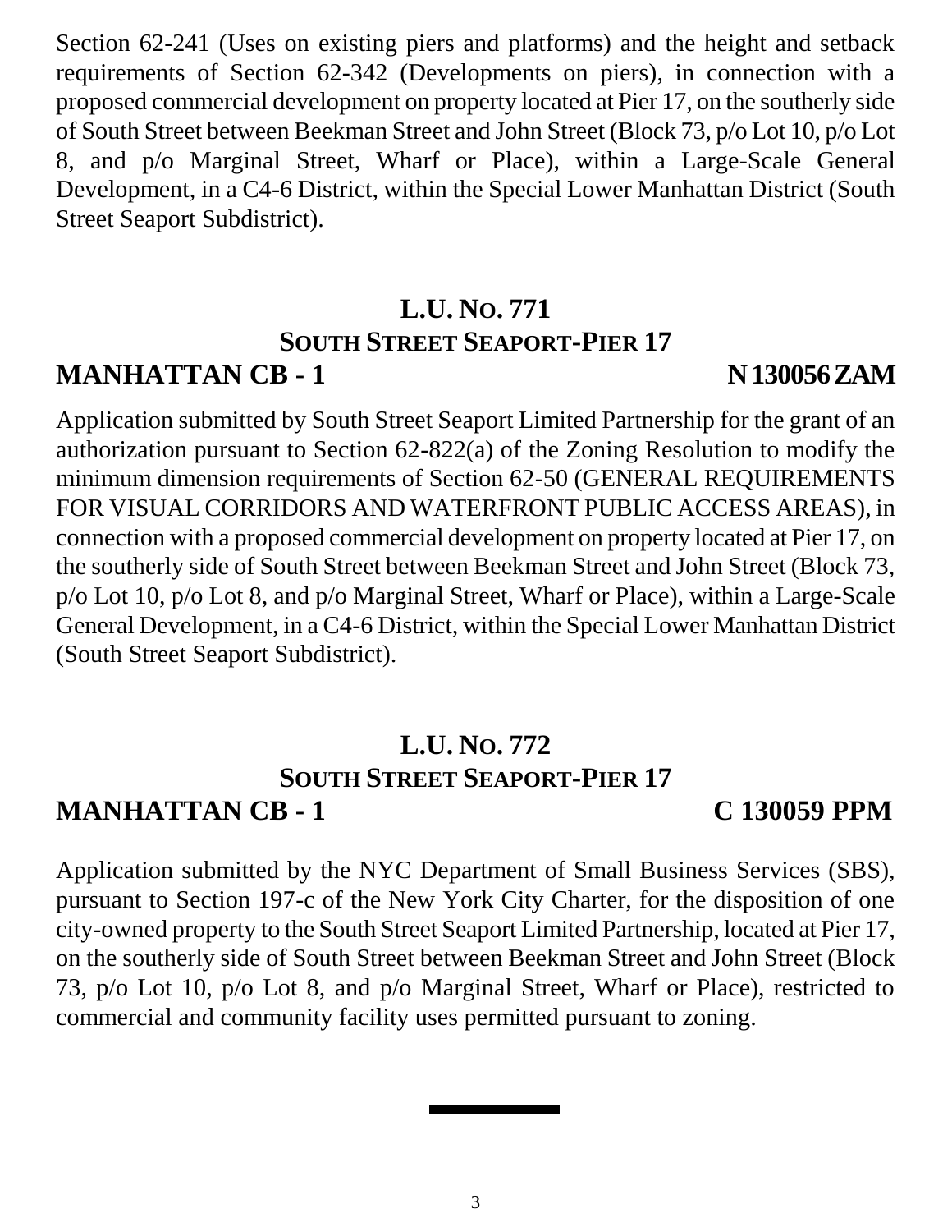Section 62-241 (Uses on existing piers and platforms) and the height and setback requirements of Section 62-342 (Developments on piers), in connection with a proposed commercial development on property located at Pier 17, on the southerly side of South Street between Beekman Street and John Street (Block 73, p/o Lot 10, p/o Lot 8, and p/o Marginal Street, Wharf or Place), within a Large-Scale General Development, in a C4-6 District, within the Special Lower Manhattan District (South Street Seaport Subdistrict).

## L.U. No. 771

## South Street Seaport-Pier 17

**MANHATTAN CB - 1** **N 130056 ZAM**

Application submitted by South Street Seaport Limited Partnership for the grant of an authorization pursuant to Section 62-822(a) of the Zoning Resolution to modify the minimum dimension requirements of Section 62-50 (GENERAL REQUIREMENTS FOR VISUAL CORRIDORS AND WATERFRONT PUBLIC ACCESS AREAS), in connection with a proposed commercial development on property located at Pier 17, on the southerly side of South Street between Beekman Street and John Street (Block 73, p/o Lot 10, p/o Lot 8, and p/o Marginal Street, Wharf or Place), within a Large-Scale General Development, in a C4-6 District, within the Special Lower Manhattan District (South Street Seaport Subdistrict).

## L.U. No. 772

## South Street Seaport-Pier 17

**MANHATTAN CB - 1** **C 130059 PPM**

Application submitted by the NYC Department of Small Business Services (SBS), pursuant to Section 197-c of the New York City Charter, for the disposition of one city-owned property to the South Street Seaport Limited Partnership, located at Pier 17, on the southerly side of South Street between Beekman Street and John Street (Block 73, p/o Lot 10, p/o Lot 8, and p/o Marginal Street, Wharf or Place), restricted to commercial and community facility uses permitted pursuant to zoning.